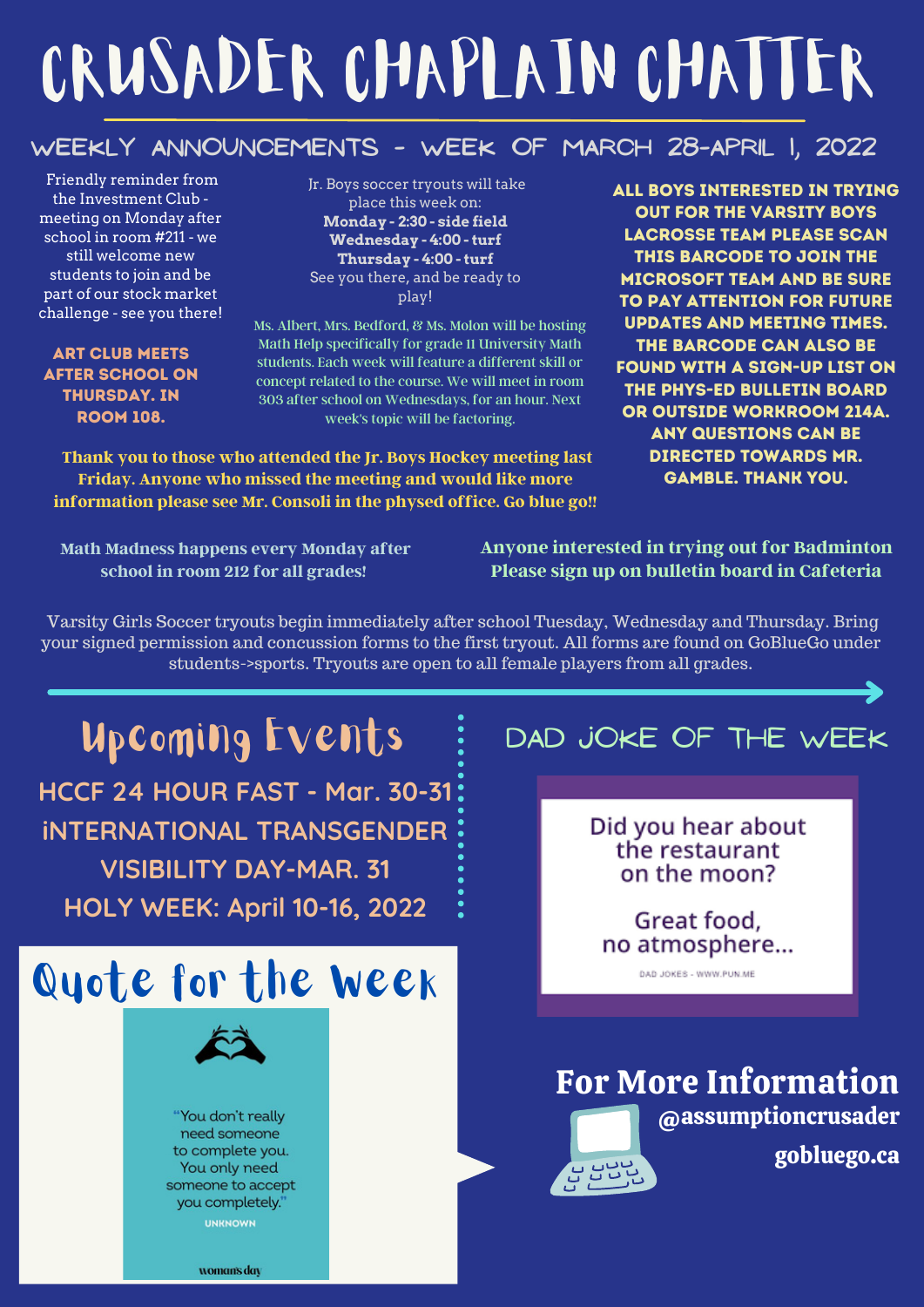# CRUSADER CHAPLAIN CHATTER

## WEEKLY ANNOUNCEMENTS - WEEK OF MARCH 28-APRIL 1, 2022

Friendly reminder from the Investment Club - meeting on Monday after school in room #211 - we still welcome new students to join and be part of our stock market challenge - see you there!

**ART CLUB MEETS AFTER SCHOOL ON THURSDAY. IN ROOM 108.**

Jr. Boys soccer tryouts will take place this week on:
**Monday - 2:30 - side field**
**Wednesday - 4:00 - turf**
**Thursday - 4:00 - turf**
See you there, and be ready to play!

Ms. Albert, Mrs. Bedford, & Ms. Molon will be hosting Math Help specifically for grade 11 University Math students. Each week will feature a different skill or concept related to the course. We will meet in room 303 after school on Wednesdays, for an hour. Next week's topic will be factoring.

**ALL BOYS INTERESTED IN TRYING OUT FOR THE VARSITY BOYS LACROSSE TEAM PLEASE SCAN THIS BARCODE TO JOIN THE MICROSOFT TEAM AND BE SURE TO PAY ATTENTION FOR FUTURE UPDATES AND MEETING TIMES. THE BARCODE CAN ALSO BE FOUND WITH A SIGN-UP LIST ON THE PHYS-ED BULLETIN BOARD OR OUTSIDE WORKROOM 214A. ANY QUESTIONS CAN BE DIRECTED TOWARDS MR. GAMBLE. THANK YOU.**

**Thank you to those who attended the Jr. Boys Hockey meeting last Friday. Anyone who missed the meeting and would like more information please see Mr. Consoli in the physed office. Go blue go!!**

**Math Madness happens every Monday after school in room 212 for all grades!**

**Anyone interested in trying out for Badminton Please sign up on bulletin board in Cafeteria**

Varsity Girls Soccer tryouts begin immediately after school Tuesday, Wednesday and Thursday. Bring your signed permission and concussion forms to the first tryout. All forms are found on GoBlueGo under students->sports. Tryouts are open to all female players from all grades.

## Upcoming Events

HCCF 24 HOUR FAST - Mar. 30-31

INTERNATIONAL TRANSGENDER VISIBILITY DAY-MAR. 31

HOLY WEEK: April 10-16, 2022

## DAD JOKE OF THE WEEK

Did you hear about the restaurant on the moon?

Great food, no atmosphere...

DAD JOKES - WWW.PUN.ME

## Quote for the Week

"You don't really need someone to complete you. You only need someone to accept you completely."

UNKNOWN

woman's day

## For More Information

**@assumptioncrusader**

**gobluego.ca**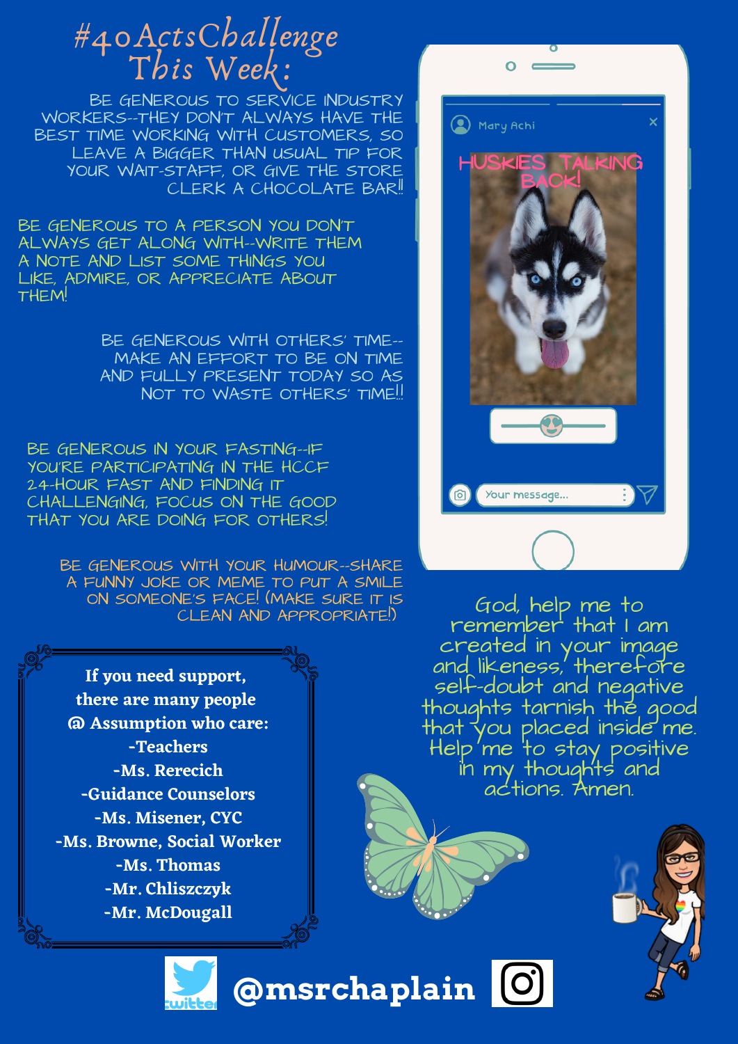# #40ActsChallenge This Week:

BE GENEROUS TO SERVICE INDUSTRY WORKERS--THEY DON'T ALWAYS HAVE THE BEST TIME WORKING WITH CUSTOMERS, SO LEAVE A BIGGER THAN USUAL TIP FOR YOUR WAIT-STAFF, OR GIVE THE STORE CLERK A CHOCOLATE BAR!!

BE GENEROUS TO A PERSON YOU DON'T ALWAYS GET ALONG WITH--WRITE THEM A NOTE AND LIST SOME THINGS YOU LIKE, ADMIRE, OR APPRECIATE ABOUT THEM!

BE GENEROUS WITH OTHERS' TIME--MAKE AN EFFORT TO BE ON TIME AND FULLY PRESENT TODAY SO AS NOT TO WASTE OTHERS' TIME!!

BE GENEROUS IN YOUR FASTING--IF YOU'RE PARTICIPATING IN THE HCCF 24-HOUR FAST AND FINDING IT CHALLENGING, FOCUS ON THE GOOD THAT YOU ARE DOING FOR OTHERS!

BE GENEROUS WITH YOUR HUMOUR--SHARE A FUNNY JOKE OR MEME TO PUT A SMILE ON SOMEONE'S FACE! (MAKE SURE IT IS CLEAN AND APPROPRIATE!)

Mary Achi

HUSKIES TALKING BACK!

Your message...

God, help me to remember that I am created in your image and likeness, therefore self-doubt and negative thoughts tarnish the good that you placed inside me. Help me to stay positive in my thoughts and actions. Amen.

**If you need support, there are many people @ Assumption who care:**

- **Teachers**
- **Ms. Rerecich**
- **Guidance Counselors**
- **Ms. Misener, CYC**
- **Ms. Browne, Social Worker**
- **Ms. Thomas**
- **Mr. Chliszczyk**
- **Mr. McDougall**

twitter **@msrchaplain**